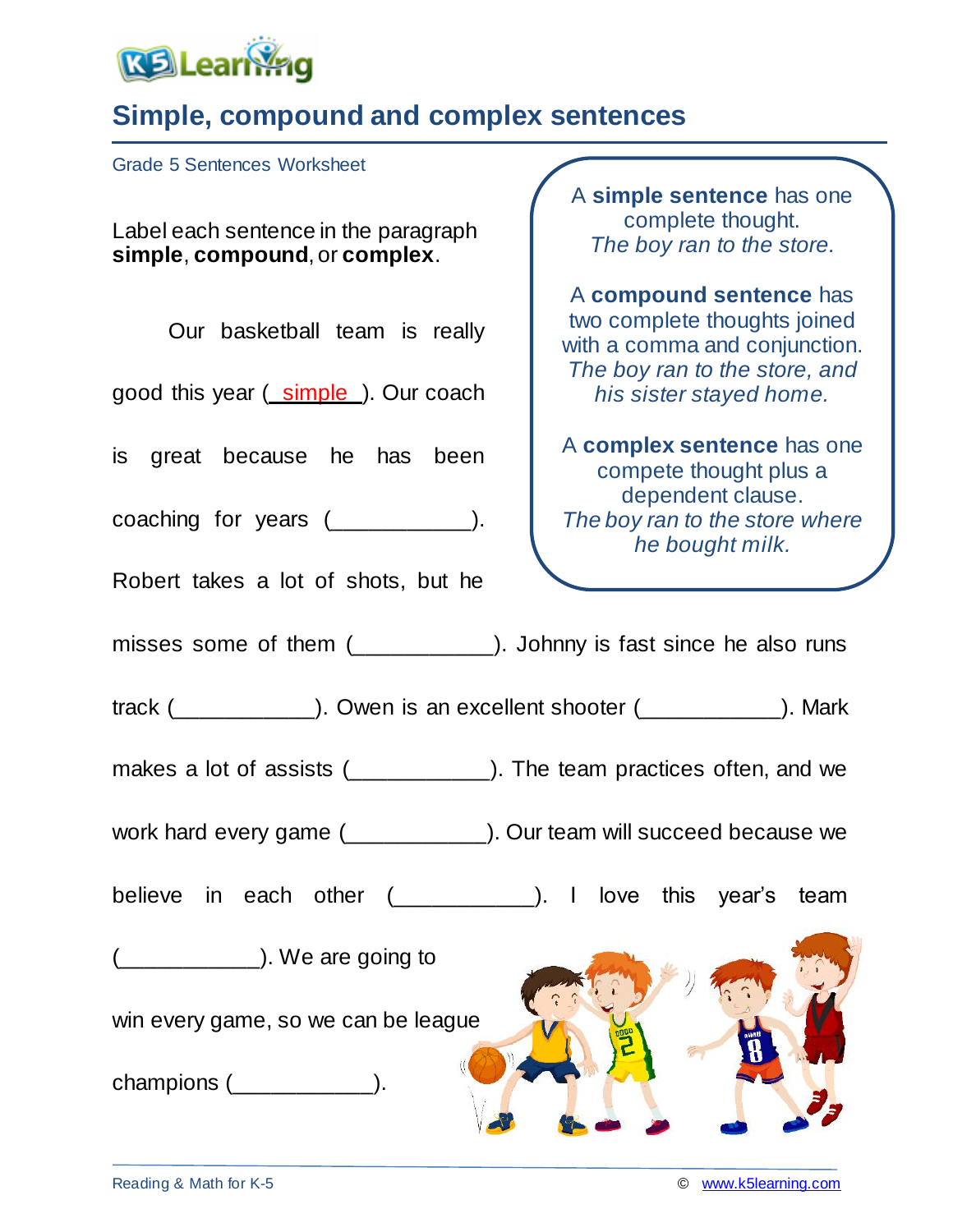# Simple, compound and complex sentences

Grade 5 Sentences Worksheet

Label each sentence in the paragraph **simple**, **compound**, or **complex**.

> A **simple sentence** has one complete thought.
> *The boy ran to the store.*
>
> A **compound sentence** has two complete thoughts joined with a comma and conjunction.
> *The boy ran to the store, and his sister stayed home.*
>
> A **complex sentence** has one compete thought plus a dependent clause.
> *The boy ran to the store where he bought milk.*

Our basketball team is really good this year (\_simple\_). Our coach is great because he has been coaching for years (\_\_\_\_\_\_\_\_\_\_\_). Robert takes a lot of shots, but he misses some of them (\_\_\_\_\_\_\_\_\_\_\_). Johnny is fast since he also runs track (\_\_\_\_\_\_\_\_\_\_\_). Owen is an excellent shooter (\_\_\_\_\_\_\_\_\_\_\_). Mark makes a lot of assists (\_\_\_\_\_\_\_\_\_\_\_). The team practices often, and we work hard every game (\_\_\_\_\_\_\_\_\_\_\_). Our team will succeed because we believe in each other (\_\_\_\_\_\_\_\_\_\_\_). I love this year's team (\_\_\_\_\_\_\_\_\_\_\_). We are going to win every game, so we can be league champions (\_\_\_\_\_\_\_\_\_\_\_).

Reading & Math for K-5 © www.k5learning.com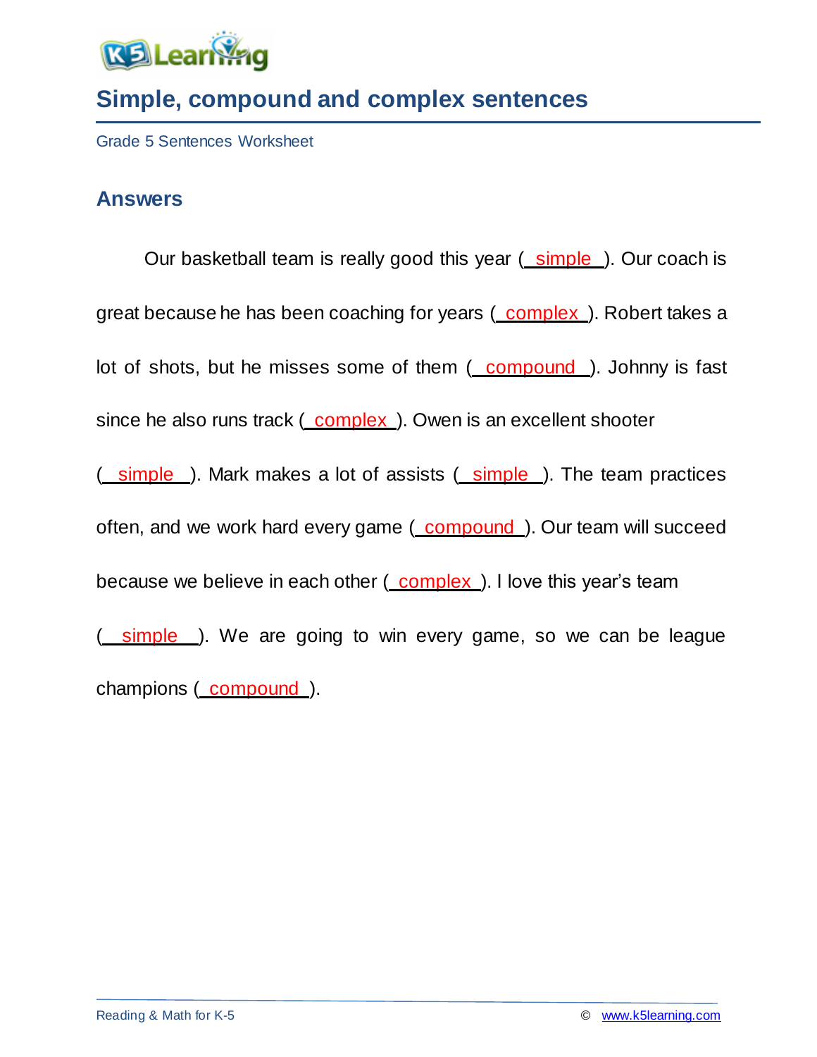# Simple, compound and complex sentences

Grade 5 Sentences Worksheet

## Answers

Our basketball team is really good this year (simple). Our coach is great because he has been coaching for years (complex). Robert takes a lot of shots, but he misses some of them (compound). Johnny is fast since he also runs track (complex). Owen is an excellent shooter (simple). Mark makes a lot of assists (simple). The team practices often, and we work hard every game (compound). Our team will succeed because we believe in each other (complex). I love this year's team (simple). We are going to win every game, so we can be league champions (compound).